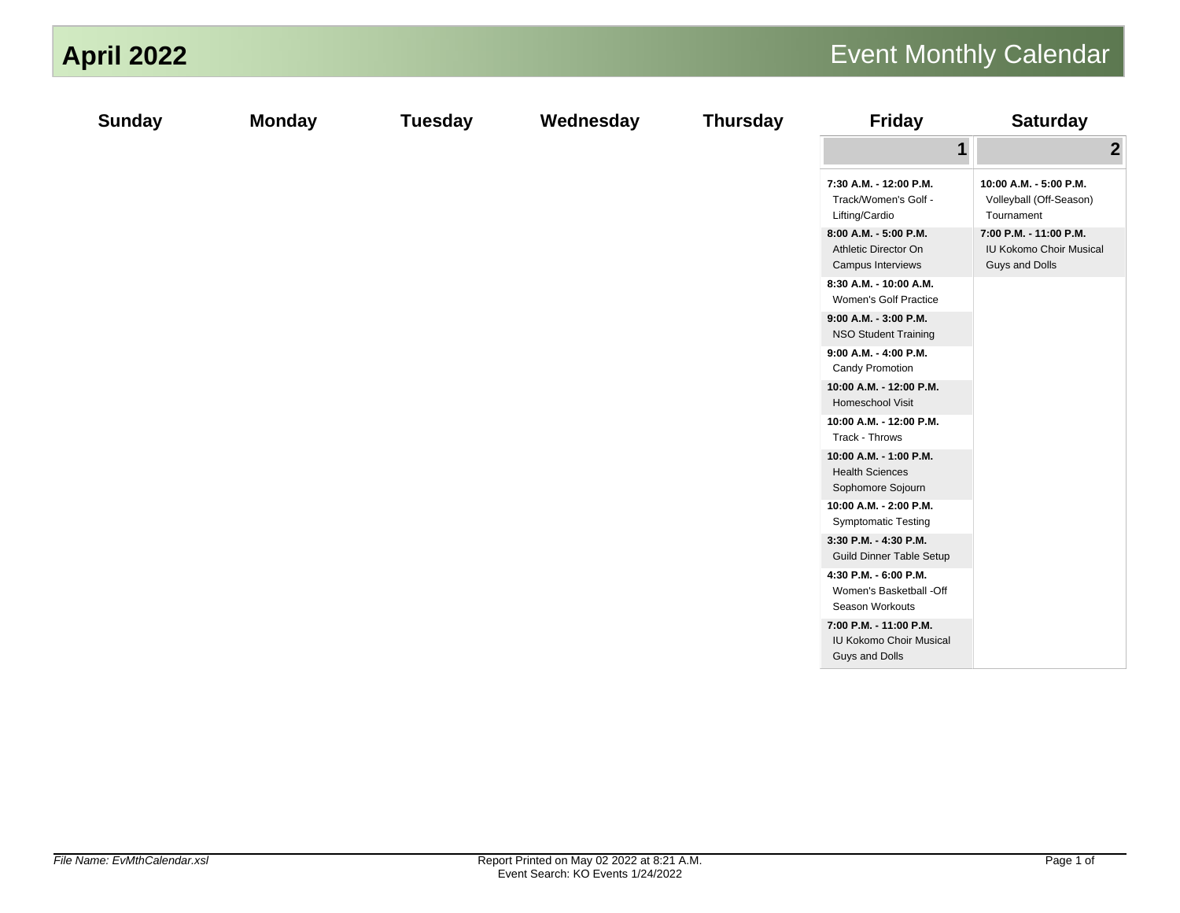# April 2022

## Event Monthly Calendar

| Sunday | Monday | Tuesday | Wednesday | Thursday | Friday | Saturday |
|---|---|---|---|---|---|---|
| | | | | | **1** | **2** |
| | | | | | **7:30 A.M. - 12:00 P.M.** Track/Women's Golf - Lifting/Cardio<br>**8:00 A.M. - 5:00 P.M.** Athletic Director On Campus Interviews<br>**8:30 A.M. - 10:00 A.M.** Women's Golf Practice<br>**9:00 A.M. - 3:00 P.M.** NSO Student Training<br>**9:00 A.M. - 4:00 P.M.** Candy Promotion<br>**10:00 A.M. - 12:00 P.M.** Homeschool Visit<br>**10:00 A.M. - 12:00 P.M.** Track - Throws<br>**10:00 A.M. - 1:00 P.M.** Health Sciences Sophomore Sojourn<br>**10:00 A.M. - 2:00 P.M.** Symptomatic Testing<br>**3:30 P.M. - 4:30 P.M.** Guild Dinner Table Setup<br>**4:30 P.M. - 6:00 P.M.** Women's Basketball -Off Season Workouts<br>**7:00 P.M. - 11:00 P.M.** IU Kokomo Choir Musical Guys and Dolls | **10:00 A.M. - 5:00 P.M.** Volleyball (Off-Season) Tournament<br>**7:00 P.M. - 11:00 P.M.** IU Kokomo Choir Musical Guys and Dolls |

*File Name: EvMthCalendar.xsl*

Report Printed on May 02 2022 at 8:21 A.M.
Event Search: KO Events 1/24/2022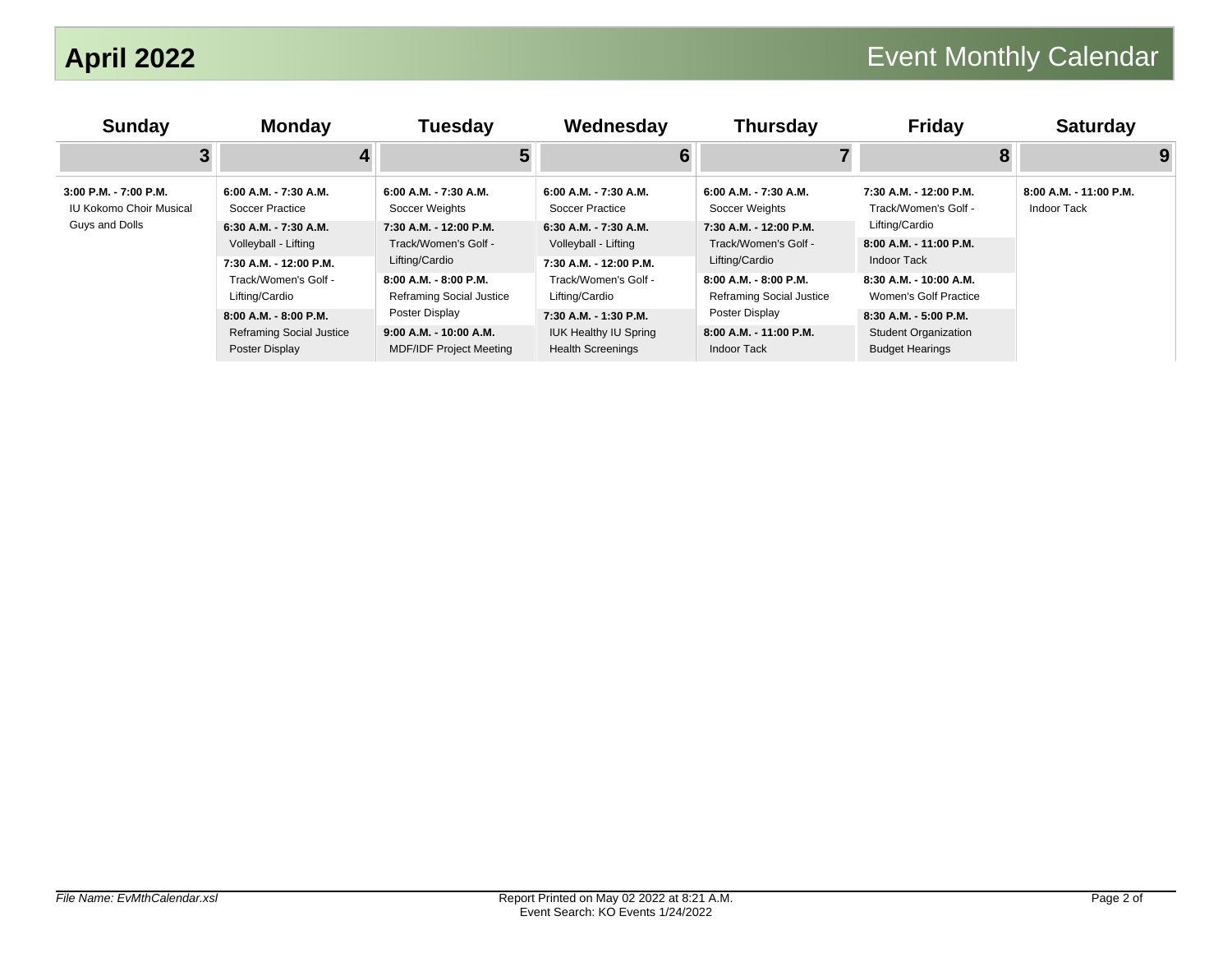# April 2022

## Event Monthly Calendar

| Sunday | Monday | Tuesday | Wednesday | Thursday | Friday | Saturday |
|---|---|---|---|---|---|---|
| 3 | 4 | 5 | 6 | 7 | 8 | 9 |
| **3:00 P.M. - 7:00 P.M.** IU Kokomo Choir Musical Guys and Dolls | **6:00 A.M. - 7:30 A.M.** Soccer Practice<br>**6:30 A.M. - 7:30 A.M.** Volleyball - Lifting<br>**7:30 A.M. - 12:00 P.M.** Track/Women's Golf - Lifting/Cardio<br>**8:00 A.M. - 8:00 P.M.** Reframing Social Justice Poster Display | **6:00 A.M. - 7:30 A.M.** Soccer Weights<br>**7:30 A.M. - 12:00 P.M.** Track/Women's Golf - Lifting/Cardio<br>**8:00 A.M. - 8:00 P.M.** Reframing Social Justice Poster Display<br>**9:00 A.M. - 10:00 A.M.** MDF/IDF Project Meeting | **6:00 A.M. - 7:30 A.M.** Soccer Practice<br>**6:30 A.M. - 7:30 A.M.** Volleyball - Lifting<br>**7:30 A.M. - 12:00 P.M.** Track/Women's Golf - Lifting/Cardio<br>**7:30 A.M. - 1:30 P.M.** IUK Healthy IU Spring Health Screenings | **6:00 A.M. - 7:30 A.M.** Soccer Weights<br>**7:30 A.M. - 12:00 P.M.** Track/Women's Golf - Lifting/Cardio<br>**8:00 A.M. - 8:00 P.M.** Reframing Social Justice Poster Display<br>**8:00 A.M. - 11:00 P.M.** Indoor Tack | **7:30 A.M. - 12:00 P.M.** Track/Women's Golf - Lifting/Cardio<br>**8:00 A.M. - 11:00 P.M.** Indoor Tack<br>**8:30 A.M. - 10:00 A.M.** Women's Golf Practice<br>**8:30 A.M. - 5:00 P.M.** Student Organization Budget Hearings | **8:00 A.M. - 11:00 P.M.** Indoor Tack |

*File Name: EvMthCalendar.xsl*

Report Printed on May 02 2022 at 8:21 A.M.
Event Search: KO Events 1/24/2022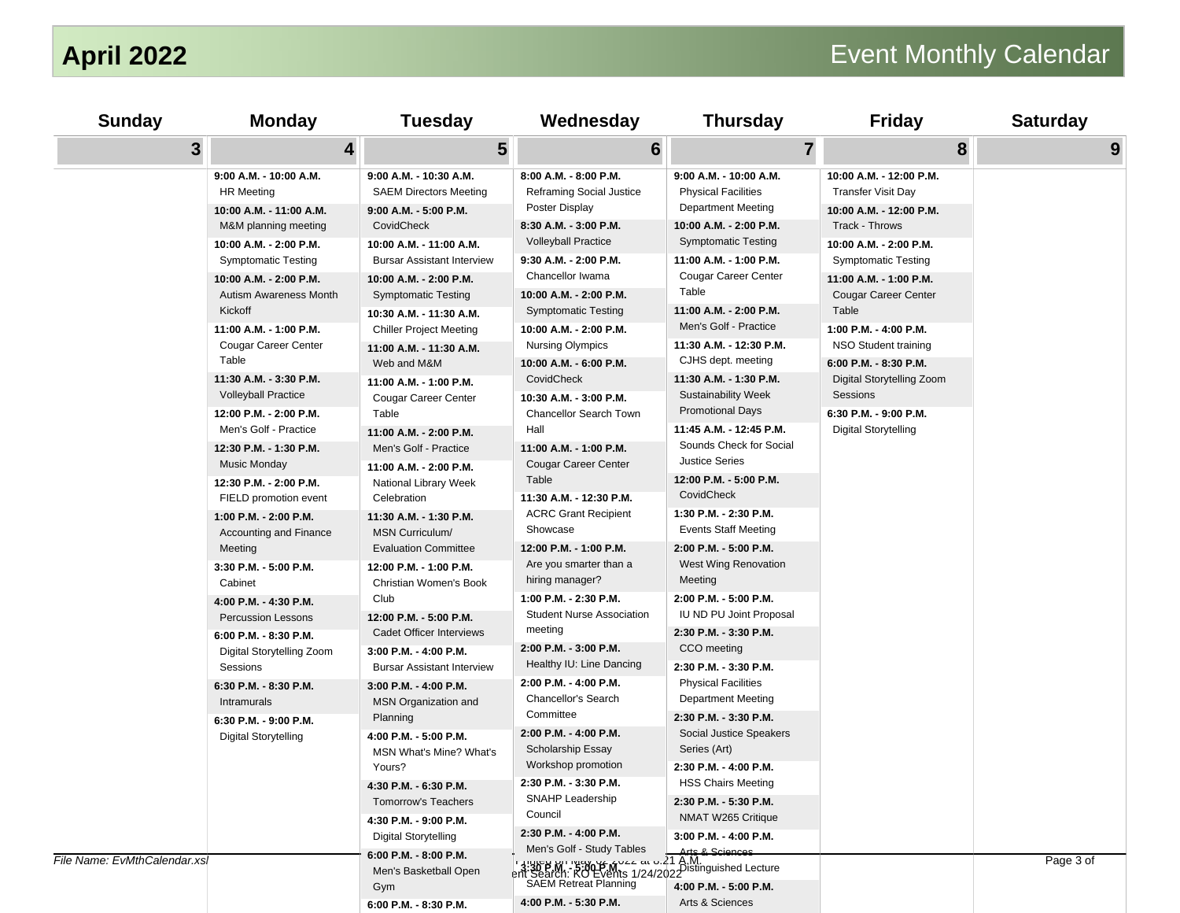# April 2022

## Event Monthly Calendar

| Sunday | Monday | Tuesday | Wednesday | Thursday | Friday | Saturday |
|---|---|---|---|---|---|---|
| 3 | 4 | 5 | 6 | 7 | 8 | 9 |
| | **9:00 A.M. - 10:00 A.M.** HR Meeting<br>**10:00 A.M. - 11:00 A.M.** M&M planning meeting<br>**10:00 A.M. - 2:00 P.M.** Symptomatic Testing<br>**10:00 A.M. - 2:00 P.M.** Autism Awareness Month Kickoff<br>**11:00 A.M. - 1:00 P.M.** Cougar Career Center Table<br>**11:30 A.M. - 3:30 P.M.** Volleyball Practice<br>**12:00 P.M. - 2:00 P.M.** Men's Golf - Practice<br>**12:30 P.M. - 1:30 P.M.** Music Monday<br>**12:30 P.M. - 2:00 P.M.** FIELD promotion event<br>**1:00 P.M. - 2:00 P.M.** Accounting and Finance Meeting<br>**3:30 P.M. - 5:00 P.M.** Cabinet<br>**4:00 P.M. - 4:30 P.M.** Percussion Lessons<br>**6:00 P.M. - 8:30 P.M.** Digital Storytelling Zoom Sessions<br>**6:30 P.M. - 8:30 P.M.** Intramurals<br>**6:30 P.M. - 9:00 P.M.** Digital Storytelling | **9:00 A.M. - 10:30 A.M.** SAEM Directors Meeting<br>**9:00 A.M. - 5:00 P.M.** CovidCheck<br>**10:00 A.M. - 11:00 A.M.** Bursar Assistant Interview<br>**10:00 A.M. - 2:00 P.M.** Symptomatic Testing<br>**10:30 A.M. - 11:30 A.M.** Chiller Project Meeting<br>**11:00 A.M. - 11:30 A.M.** Web and M&M<br>**11:00 A.M. - 1:00 P.M.** Cougar Career Center Table<br>**11:00 A.M. - 2:00 P.M.** Men's Golf - Practice<br>**11:00 A.M. - 2:00 P.M.** National Library Week Celebration<br>**11:30 A.M. - 1:30 P.M.** MSN Curriculum/ Evaluation Committee<br>**12:00 P.M. - 1:00 P.M.** Christian Women's Book Club<br>**12:00 P.M. - 5:00 P.M.** Cadet Officer Interviews<br>**3:00 P.M. - 4:00 P.M.** Bursar Assistant Interview<br>**3:00 P.M. - 4:00 P.M.** MSN Organization and Planning<br>**4:00 P.M. - 5:00 P.M.** MSN What's Mine? What's Yours?<br>**4:30 P.M. - 6:30 P.M.** Tomorrow's Teachers<br>**4:30 P.M. - 9:00 P.M.** Digital Storytelling<br>**6:00 P.M. - 8:00 P.M.** Men's Basketball Open Gym<br>**6:00 P.M. - 8:30 P.M.** | **8:00 A.M. - 8:00 P.M.** Reframing Social Justice Poster Display<br>**8:30 A.M. - 3:00 P.M.** Volleyball Practice<br>**9:30 A.M. - 2:00 P.M.** Chancellor Iwama<br>**10:00 A.M. - 2:00 P.M.** Symptomatic Testing<br>**10:00 A.M. - 2:00 P.M.** Nursing Olympics<br>**10:00 A.M. - 6:00 P.M.** CovidCheck<br>**10:30 A.M. - 3:00 P.M.** Chancellor Search Town Hall<br>**11:00 A.M. - 1:00 P.M.** Cougar Career Center Table<br>**11:30 A.M. - 12:30 P.M.** ACRC Grant Recipient Showcase<br>**12:00 P.M. - 1:00 P.M.** Are you smarter than a hiring manager?<br>**1:00 P.M. - 2:30 P.M.** Student Nurse Association meeting<br>**2:00 P.M. - 3:00 P.M.** Healthy IU: Line Dancing<br>**2:00 P.M. - 4:00 P.M.** Chancellor's Search Committee<br>**2:00 P.M. - 4:00 P.M.** Scholarship Essay Workshop promotion<br>**2:30 P.M. - 3:30 P.M.** SNAHP Leadership Council<br>**2:30 P.M. - 4:00 P.M.** Men's Golf - Study Tables<br>**3:30 P.M. - 5:00 P.M.** SAEM Retreat Planning<br>**4:00 P.M. - 5:30 P.M.** | **9:00 A.M. - 10:00 A.M.** Physical Facilities Department Meeting<br>**10:00 A.M. - 2:00 P.M.** Symptomatic Testing<br>**11:00 A.M. - 1:00 P.M.** Cougar Career Center Table<br>**11:00 A.M. - 2:00 P.M.** Men's Golf - Practice<br>**11:30 A.M. - 12:30 P.M.** CJHS dept. meeting<br>**11:30 A.M. - 1:30 P.M.** Sustainability Week Promotional Days<br>**11:45 A.M. - 12:45 P.M.** Sounds Check for Social Justice Series<br>**12:00 P.M. - 5:00 P.M.** CovidCheck<br>**1:30 P.M. - 2:30 P.M.** Events Staff Meeting<br>**2:00 P.M. - 5:00 P.M.** West Wing Renovation Meeting<br>**2:00 P.M. - 5:00 P.M.** IU ND PU Joint Proposal<br>**2:30 P.M. - 3:30 P.M.** CCO meeting<br>**2:30 P.M. - 3:30 P.M.** Physical Facilities Department Meeting<br>**2:30 P.M. - 3:30 P.M.** Social Justice Speakers Series (Art)<br>**2:30 P.M. - 4:00 P.M.** HSS Chairs Meeting<br>**2:30 P.M. - 5:30 P.M.** NMAT W265 Critique<br>**3:00 P.M. - 4:00 P.M.** Arts & Sciences Distinguished Lecture<br>**4:00 P.M. - 5:00 P.M.** Arts & Sciences | **10:00 A.M. - 12:00 P.M.** Transfer Visit Day<br>**10:00 A.M. - 12:00 P.M.** Track - Throws<br>**10:00 A.M. - 2:00 P.M.** Symptomatic Testing<br>**11:00 A.M. - 1:00 P.M.** Cougar Career Center Table<br>**1:00 P.M. - 4:00 P.M.** NSO Student training<br>**6:00 P.M. - 8:30 P.M.** Digital Storytelling Zoom Sessions<br>**6:30 P.M. - 9:00 P.M.** Digital Storytelling | |

File Name: EvMthCalendar.xsl

Printed on May 02 2022 at 8:21 A.M.
Event Search: KO Events 1/24/2022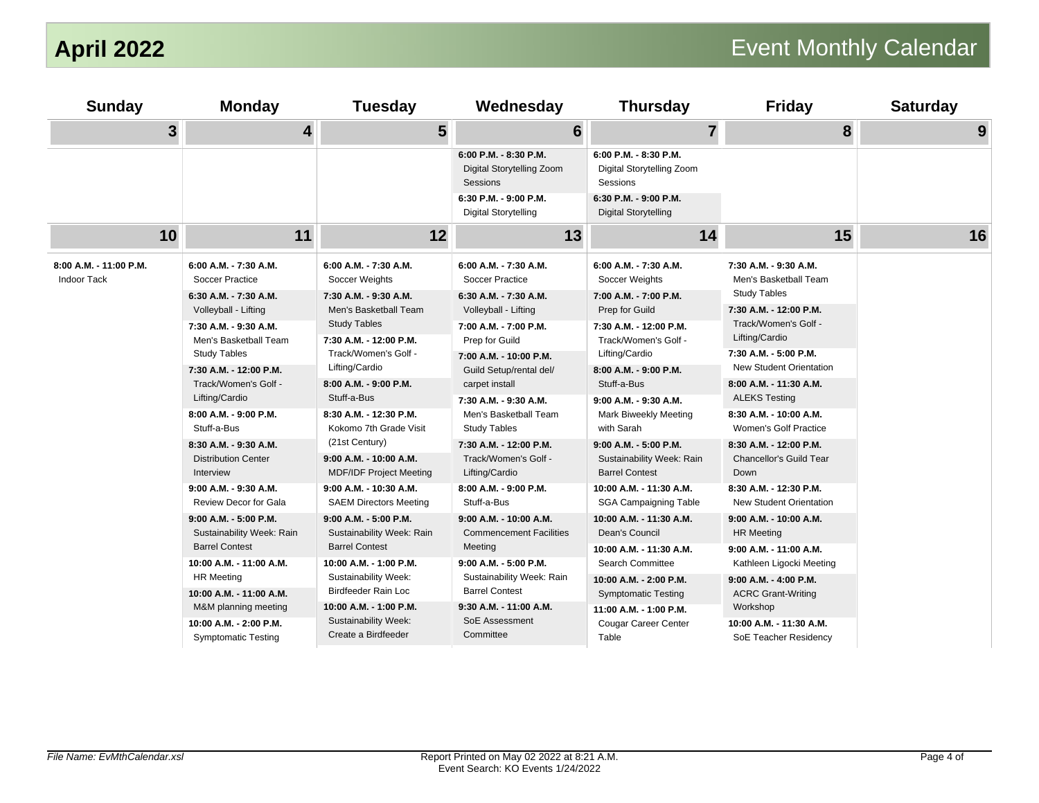# April 2022

## Event Monthly Calendar

| Sunday | Monday | Tuesday | Wednesday | Thursday | Friday | Saturday |
|---|---|---|---|---|---|---|
| **3** | **4** | **5** | **6** | **7** | **8** | **9** |
| | | | **6:00 P.M. - 8:30 P.M.** Digital Storytelling Zoom Sessions<br>**6:30 P.M. - 9:00 P.M.** Digital Storytelling | **6:00 P.M. - 8:30 P.M.** Digital Storytelling Zoom Sessions<br>**6:30 P.M. - 9:00 P.M.** Digital Storytelling | | |
| **10** | **11** | **12** | **13** | **14** | **15** | **16** |
| **8:00 A.M. - 11:00 P.M.** Indoor Tack | **6:00 A.M. - 7:30 A.M.** Soccer Practice<br>**6:30 A.M. - 7:30 A.M.** Volleyball - Lifting<br>**7:30 A.M. - 9:30 A.M.** Men's Basketball Team Study Tables<br>**7:30 A.M. - 12:00 P.M.** Track/Women's Golf - Lifting/Cardio<br>**8:00 A.M. - 9:00 P.M.** Stuff-a-Bus<br>**8:30 A.M. - 9:30 A.M.** Distribution Center Interview<br>**9:00 A.M. - 9:30 A.M.** Review Decor for Gala<br>**9:00 A.M. - 5:00 P.M.** Sustainability Week: Rain Barrel Contest<br>**10:00 A.M. - 11:00 A.M.** HR Meeting<br>**10:00 A.M. - 11:00 A.M.** M&M planning meeting<br>**10:00 A.M. - 2:00 P.M.** Symptomatic Testing | **6:00 A.M. - 7:30 A.M.** Soccer Weights<br>**7:30 A.M. - 9:30 A.M.** Men's Basketball Team Study Tables<br>**7:30 A.M. - 12:00 P.M.** Track/Women's Golf - Lifting/Cardio<br>**8:00 A.M. - 9:00 P.M.** Stuff-a-Bus<br>**8:30 A.M. - 12:30 P.M.** Kokomo 7th Grade Visit (21st Century)<br>**9:00 A.M. - 10:00 A.M.** MDF/IDF Project Meeting<br>**9:00 A.M. - 10:30 A.M.** SAEM Directors Meeting<br>**9:00 A.M. - 5:00 P.M.** Sustainability Week: Rain Barrel Contest<br>**10:00 A.M. - 1:00 P.M.** Sustainability Week: Birdfeeder Rain Loc<br>**10:00 A.M. - 1:00 P.M.** Sustainability Week: Create a Birdfeeder | **6:00 A.M. - 7:30 A.M.** Soccer Practice<br>**6:30 A.M. - 7:30 A.M.** Volleyball - Lifting<br>**7:00 A.M. - 7:00 P.M.** Prep for Guild<br>**7:00 A.M. - 10:00 P.M.** Guild Setup/rental del/ carpet install<br>**7:30 A.M. - 9:30 A.M.** Men's Basketball Team Study Tables<br>**7:30 A.M. - 12:00 P.M.** Track/Women's Golf - Lifting/Cardio<br>**8:00 A.M. - 9:00 P.M.** Stuff-a-Bus<br>**9:00 A.M. - 10:00 A.M.** Commencement Facilities Meeting<br>**9:00 A.M. - 5:00 P.M.** Sustainability Week: Rain Barrel Contest<br>**9:30 A.M. - 11:00 A.M.** SoE Assessment Committee | **6:00 A.M. - 7:30 A.M.** Soccer Weights<br>**7:00 A.M. - 7:00 P.M.** Prep for Guild<br>**7:30 A.M. - 12:00 P.M.** Track/Women's Golf - Lifting/Cardio<br>**8:00 A.M. - 9:00 P.M.** Stuff-a-Bus<br>**9:00 A.M. - 9:30 A.M.** Mark Biweekly Meeting with Sarah<br>**9:00 A.M. - 5:00 P.M.** Sustainability Week: Rain Barrel Contest<br>**10:00 A.M. - 11:30 A.M.** SGA Campaigning Table<br>**10:00 A.M. - 11:30 A.M.** Dean's Council<br>**10:00 A.M. - 11:30 A.M.** Search Committee<br>**10:00 A.M. - 2:00 P.M.** Symptomatic Testing<br>**11:00 A.M. - 1:00 P.M.** Cougar Career Center Table | **7:30 A.M. - 9:30 A.M.** Men's Basketball Team Study Tables<br>**7:30 A.M. - 12:00 P.M.** Track/Women's Golf - Lifting/Cardio<br>**7:30 A.M. - 5:00 P.M.** New Student Orientation<br>**8:00 A.M. - 11:30 A.M.** ALEKS Testing<br>**8:30 A.M. - 10:00 A.M.** Women's Golf Practice<br>**8:30 A.M. - 12:00 P.M.** Chancellor's Guild Tear Down<br>**8:30 A.M. - 12:30 P.M.** New Student Orientation<br>**9:00 A.M. - 10:00 A.M.** HR Meeting<br>**9:00 A.M. - 11:00 A.M.** Kathleen Ligocki Meeting<br>**9:00 A.M. - 4:00 P.M.** ACRC Grant-Writing Workshop<br>**10:00 A.M. - 11:30 A.M.** SoE Teacher Residency | |

*File Name: EvMthCalendar.xsl*

Report Printed on May 02 2022 at 8:21 A.M.
Event Search: KO Events 1/24/2022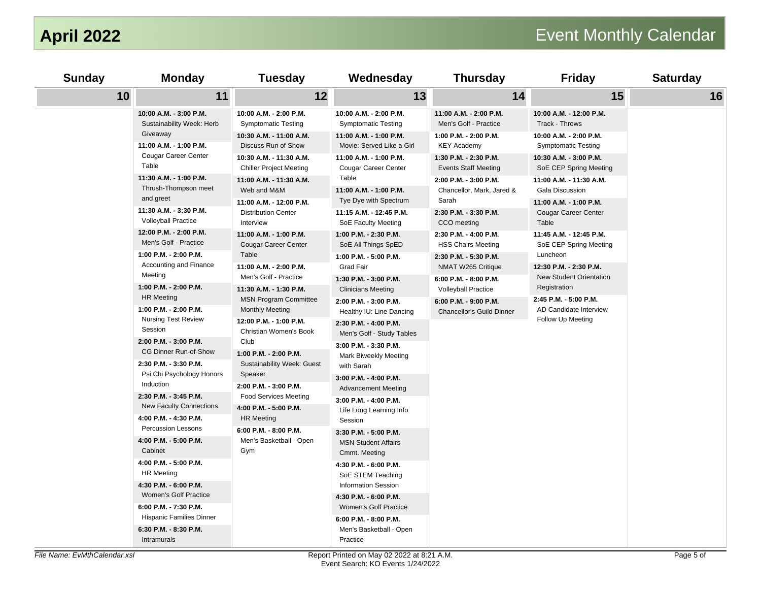# April 2022

## Event Monthly Calendar

| Sunday | Monday | Tuesday | Wednesday | Thursday | Friday | Saturday |
|---|---|---|---|---|---|---|
| 10 | 11 | 12 | 13 | 14 | 15 | 16 |
| | **10:00 A.M. - 3:00 P.M.** Sustainability Week: Herb Giveaway<br>**11:00 A.M. - 1:00 P.M.** Cougar Career Center Table<br>**11:30 A.M. - 1:00 P.M.** Thrush-Thompson meet and greet<br>**11:30 A.M. - 3:30 P.M.** Volleyball Practice<br>**12:00 P.M. - 2:00 P.M.** Men's Golf - Practice<br>**1:00 P.M. - 2:00 P.M.** Accounting and Finance Meeting<br>**1:00 P.M. - 2:00 P.M.** HR Meeting<br>**1:00 P.M. - 2:00 P.M.** Nursing Test Review Session<br>**2:00 P.M. - 3:00 P.M.** CG Dinner Run-of-Show<br>**2:30 P.M. - 3:30 P.M.** Psi Chi Psychology Honors Induction<br>**2:30 P.M. - 3:45 P.M.** New Faculty Connections<br>**4:00 P.M. - 4:30 P.M.** Percussion Lessons<br>**4:00 P.M. - 5:00 P.M.** Cabinet<br>**4:00 P.M. - 5:00 P.M.** HR Meeting<br>**4:30 P.M. - 6:00 P.M.** Women's Golf Practice<br>**6:00 P.M. - 7:30 P.M.** Hispanic Families Dinner<br>**6:30 P.M. - 8:30 P.M.** Intramurals | **10:00 A.M. - 2:00 P.M.** Symptomatic Testing<br>**10:30 A.M. - 11:00 A.M.** Discuss Run of Show<br>**10:30 A.M. - 11:30 A.M.** Chiller Project Meeting<br>**11:00 A.M. - 11:30 A.M.** Web and M&M<br>**11:00 A.M. - 12:00 P.M.** Distribution Center Interview<br>**11:00 A.M. - 1:00 P.M.** Cougar Career Center Table<br>**11:00 A.M. - 2:00 P.M.** Men's Golf - Practice<br>**11:30 A.M. - 1:30 P.M.** MSN Program Committee Monthly Meeting<br>**12:00 P.M. - 1:00 P.M.** Christian Women's Book Club<br>**1:00 P.M. - 2:00 P.M.** Sustainability Week: Guest Speaker<br>**2:00 P.M. - 3:00 P.M.** Food Services Meeting<br>**4:00 P.M. - 5:00 P.M.** HR Meeting<br>**6:00 P.M. - 8:00 P.M.** Men's Basketball - Open Gym | **10:00 A.M. - 2:00 P.M.** Symptomatic Testing<br>**11:00 A.M. - 1:00 P.M.** Movie: Served Like a Girl<br>**11:00 A.M. - 1:00 P.M.** Cougar Career Center Table<br>**11:00 A.M. - 1:00 P.M.** Tye Dye with Spectrum<br>**11:15 A.M. - 12:45 P.M.** SoE Faculty Meeting<br>**1:00 P.M. - 2:30 P.M.** SoE All Things SpED<br>**1:00 P.M. - 5:00 P.M.** Grad Fair<br>**1:30 P.M. - 3:00 P.M.** Clinicians Meeting<br>**2:00 P.M. - 3:00 P.M.** Healthy IU: Line Dancing<br>**2:30 P.M. - 4:00 P.M.** Men's Golf - Study Tables<br>**3:00 P.M. - 3:30 P.M.** Mark Biweekly Meeting with Sarah<br>**3:00 P.M. - 4:00 P.M.** Advancement Meeting<br>**3:00 P.M. - 4:00 P.M.** Life Long Learning Info Session<br>**3:30 P.M. - 5:00 P.M.** MSN Student Affairs Cmmt. Meeting<br>**4:30 P.M. - 6:00 P.M.** SoE STEM Teaching Information Session<br>**4:30 P.M. - 6:00 P.M.** Women's Golf Practice<br>**6:00 P.M. - 8:00 P.M.** Men's Basketball - Open Practice | **11:00 A.M. - 2:00 P.M.** Men's Golf - Practice<br>**1:00 P.M. - 2:00 P.M.** KEY Academy<br>**1:30 P.M. - 2:30 P.M.** Events Staff Meeting<br>**2:00 P.M. - 3:00 P.M.** Chancellor, Mark, Jared & Sarah<br>**2:30 P.M. - 3:30 P.M.** CCO meeting<br>**2:30 P.M. - 4:00 P.M.** HSS Chairs Meeting<br>**2:30 P.M. - 5:30 P.M.** NMAT W265 Critique<br>**6:00 P.M. - 8:00 P.M.** Volleyball Practice<br>**6:00 P.M. - 9:00 P.M.** Chancellor's Guild Dinner | **10:00 A.M. - 12:00 P.M.** Track - Throws<br>**10:00 A.M. - 2:00 P.M.** Symptomatic Testing<br>**10:30 A.M. - 3:00 P.M.** SoE CEP Spring Meeting<br>**11:00 A.M. - 11:30 A.M.** Gala Discussion<br>**11:00 A.M. - 1:00 P.M.** Cougar Career Center Table<br>**11:45 A.M. - 12:45 P.M.** SoE CEP Spring Meeting Luncheon<br>**12:30 P.M. - 2:30 P.M.** New Student Orientation Registration<br>**2:45 P.M. - 5:00 P.M.** AD Candidate Interview Follow Up Meeting | |

*File Name: EvMthCalendar.xsl*

Report Printed on May 02 2022 at 8:21 A.M.
Event Search: KO Events 1/24/2022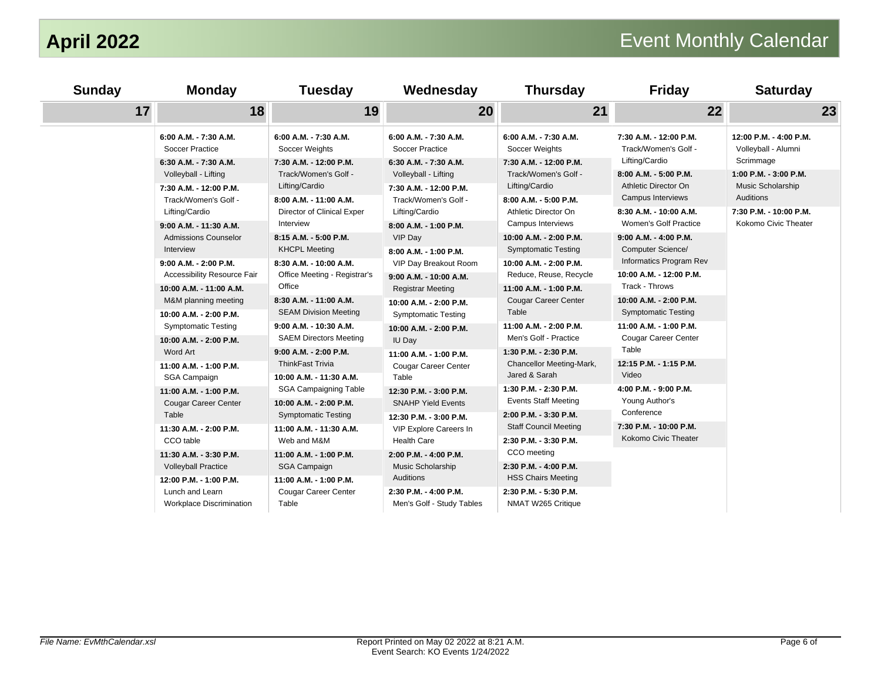# April 2022

## Event Monthly Calendar

| Sunday | Monday | Tuesday | Wednesday | Thursday | Friday | Saturday |
|---|---|---|---|---|---|---|
| 17 | 18 | 19 | 20 | 21 | 22 | 23 |
| | **6:00 A.M. - 7:30 A.M.** Soccer Practice<br>**6:30 A.M. - 7:30 A.M.** Volleyball - Lifting<br>**7:30 A.M. - 12:00 P.M.** Track/Women's Golf - Lifting/Cardio<br>**9:00 A.M. - 11:30 A.M.** Admissions Counselor Interview<br>**9:00 A.M. - 2:00 P.M.** Accessibility Resource Fair<br>**10:00 A.M. - 11:00 A.M.** M&M planning meeting<br>**10:00 A.M. - 2:00 P.M.** Symptomatic Testing<br>**10:00 A.M. - 2:00 P.M.** Word Art<br>**11:00 A.M. - 1:00 P.M.** SGA Campaign<br>**11:00 A.M. - 1:00 P.M.** Cougar Career Center Table<br>**11:30 A.M. - 2:00 P.M.** CCO table<br>**11:30 A.M. - 3:30 P.M.** Volleyball Practice<br>**12:00 P.M. - 1:00 P.M.** Lunch and Learn Workplace Discrimination | **6:00 A.M. - 7:30 A.M.** Soccer Weights<br>**7:30 A.M. - 12:00 P.M.** Track/Women's Golf - Lifting/Cardio<br>**8:00 A.M. - 11:00 A.M.** Director of Clinical Exper Interview<br>**8:15 A.M. - 5:00 P.M.** KHCPL Meeting<br>**8:30 A.M. - 10:00 A.M.** Office Meeting - Registrar's Office<br>**8:30 A.M. - 11:00 A.M.** SEAM Division Meeting<br>**9:00 A.M. - 10:30 A.M.** SAEM Directors Meeting<br>**9:00 A.M. - 2:00 P.M.** ThinkFast Trivia<br>**10:00 A.M. - 11:30 A.M.** SGA Campaigning Table<br>**10:00 A.M. - 2:00 P.M.** Symptomatic Testing<br>**11:00 A.M. - 11:30 A.M.** Web and M&M<br>**11:00 A.M. - 1:00 P.M.** SGA Campaign<br>**11:00 A.M. - 1:00 P.M.** Cougar Career Center Table | **6:00 A.M. - 7:30 A.M.** Soccer Practice<br>**6:30 A.M. - 7:30 A.M.** Volleyball - Lifting<br>**7:30 A.M. - 12:00 P.M.** Track/Women's Golf - Lifting/Cardio<br>**8:00 A.M. - 1:00 P.M.** VIP Day<br>**8:00 A.M. - 1:00 P.M.** VIP Day Breakout Room<br>**9:00 A.M. - 10:00 A.M.** Registrar Meeting<br>**10:00 A.M. - 2:00 P.M.** Symptomatic Testing<br>**10:00 A.M. - 2:00 P.M.** IU Day<br>**11:00 A.M. - 1:00 P.M.** Cougar Career Center Table<br>**12:30 P.M. - 3:00 P.M.** SNAHP Yield Events<br>**12:30 P.M. - 3:00 P.M.** VIP Explore Careers In Health Care<br>**2:00 P.M. - 4:00 P.M.** Music Scholarship Auditions<br>**2:30 P.M. - 4:00 P.M.** Men's Golf - Study Tables | **6:00 A.M. - 7:30 A.M.** Soccer Weights<br>**7:30 A.M. - 12:00 P.M.** Track/Women's Golf - Lifting/Cardio<br>**8:00 A.M. - 5:00 P.M.** Athletic Director On Campus Interviews<br>**10:00 A.M. - 2:00 P.M.** Symptomatic Testing<br>**10:00 A.M. - 2:00 P.M.** Reduce, Reuse, Recycle<br>**11:00 A.M. - 1:00 P.M.** Cougar Career Center Table<br>**11:00 A.M. - 2:00 P.M.** Men's Golf - Practice<br>**1:30 P.M. - 2:30 P.M.** Chancellor Meeting-Mark, Jared & Sarah<br>**1:30 P.M. - 2:30 P.M.** Events Staff Meeting<br>**2:00 P.M. - 3:30 P.M.** Staff Council Meeting<br>**2:30 P.M. - 3:30 P.M.** CCO meeting<br>**2:30 P.M. - 4:00 P.M.** HSS Chairs Meeting<br>**2:30 P.M. - 5:30 P.M.** NMAT W265 Critique | **7:30 A.M. - 12:00 P.M.** Track/Women's Golf - Lifting/Cardio<br>**8:00 A.M. - 5:00 P.M.** Athletic Director On Campus Interviews<br>**8:30 A.M. - 10:00 A.M.** Women's Golf Practice<br>**9:00 A.M. - 4:00 P.M.** Computer Science/ Informatics Program Rev<br>**10:00 A.M. - 12:00 P.M.** Track - Throws<br>**10:00 A.M. - 2:00 P.M.** Symptomatic Testing<br>**11:00 A.M. - 1:00 P.M.** Cougar Career Center Table<br>**12:15 P.M. - 1:15 P.M.** Video<br>**4:00 P.M. - 9:00 P.M.** Young Author's Conference<br>**7:30 P.M. - 10:00 P.M.** Kokomo Civic Theater | **12:00 P.M. - 4:00 P.M.** Volleyball - Alumni Scrimmage<br>**1:00 P.M. - 3:00 P.M.** Music Scholarship Auditions<br>**7:30 P.M. - 10:00 P.M.** Kokomo Civic Theater |

*File Name: EvMthCalendar.xsl*

Report Printed on May 02 2022 at 8:21 A.M.
Event Search: KO Events 1/24/2022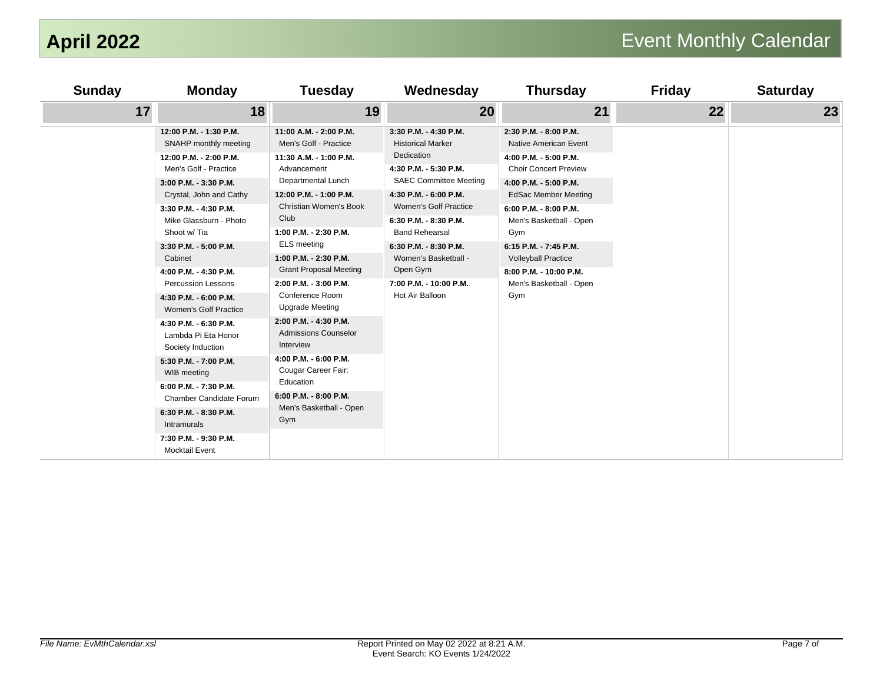# April 2022

## Event Monthly Calendar

| Sunday | Monday | Tuesday | Wednesday | Thursday | Friday | Saturday |
|---|---|---|---|---|---|---|
| 17 | 18 | 19 | 20 | 21 | 22 | 23 |
| | **12:00 P.M. - 1:30 P.M.** SNAHP monthly meeting<br>**12:00 P.M. - 2:00 P.M.** Men's Golf - Practice<br>**3:00 P.M. - 3:30 P.M.** Crystal, John and Cathy<br>**3:30 P.M. - 4:30 P.M.** Mike Glassburn - Photo Shoot w/ Tia<br>**3:30 P.M. - 5:00 P.M.** Cabinet<br>**4:00 P.M. - 4:30 P.M.** Percussion Lessons<br>**4:30 P.M. - 6:00 P.M.** Women's Golf Practice<br>**4:30 P.M. - 6:30 P.M.** Lambda Pi Eta Honor Society Induction<br>**5:30 P.M. - 7:00 P.M.** WIB meeting<br>**6:00 P.M. - 7:30 P.M.** Chamber Candidate Forum<br>**6:30 P.M. - 8:30 P.M.** Intramurals<br>**7:30 P.M. - 9:30 P.M.** Mocktail Event | **11:00 A.M. - 2:00 P.M.** Men's Golf - Practice<br>**11:30 A.M. - 1:00 P.M.** Advancement Departmental Lunch<br>**12:00 P.M. - 1:00 P.M.** Christian Women's Book Club<br>**1:00 P.M. - 2:30 P.M.** ELS meeting<br>**1:00 P.M. - 2:30 P.M.** Grant Proposal Meeting<br>**2:00 P.M. - 3:00 P.M.** Conference Room Upgrade Meeting<br>**2:00 P.M. - 4:30 P.M.** Admissions Counselor Interview<br>**4:00 P.M. - 6:00 P.M.** Cougar Career Fair: Education<br>**6:00 P.M. - 8:00 P.M.** Men's Basketball - Open Gym | **3:30 P.M. - 4:30 P.M.** Historical Marker Dedication<br>**4:30 P.M. - 5:30 P.M.** SAEC Committee Meeting<br>**4:30 P.M. - 6:00 P.M.** Women's Golf Practice<br>**6:30 P.M. - 8:30 P.M.** Band Rehearsal<br>**6:30 P.M. - 8:30 P.M.** Women's Basketball - Open Gym<br>**7:00 P.M. - 10:00 P.M.** Hot Air Balloon | **2:30 P.M. - 8:00 P.M.** Native American Event<br>**4:00 P.M. - 5:00 P.M.** Choir Concert Preview<br>**4:00 P.M. - 5:00 P.M.** EdSac Member Meeting<br>**6:00 P.M. - 8:00 P.M.** Men's Basketball - Open Gym<br>**6:15 P.M. - 7:45 P.M.** Volleyball Practice<br>**8:00 P.M. - 10:00 P.M.** Men's Basketball - Open Gym | | |

*File Name: EvMthCalendar.xsl*

Report Printed on May 02 2022 at 8:21 A.M.
Event Search: KO Events 1/24/2022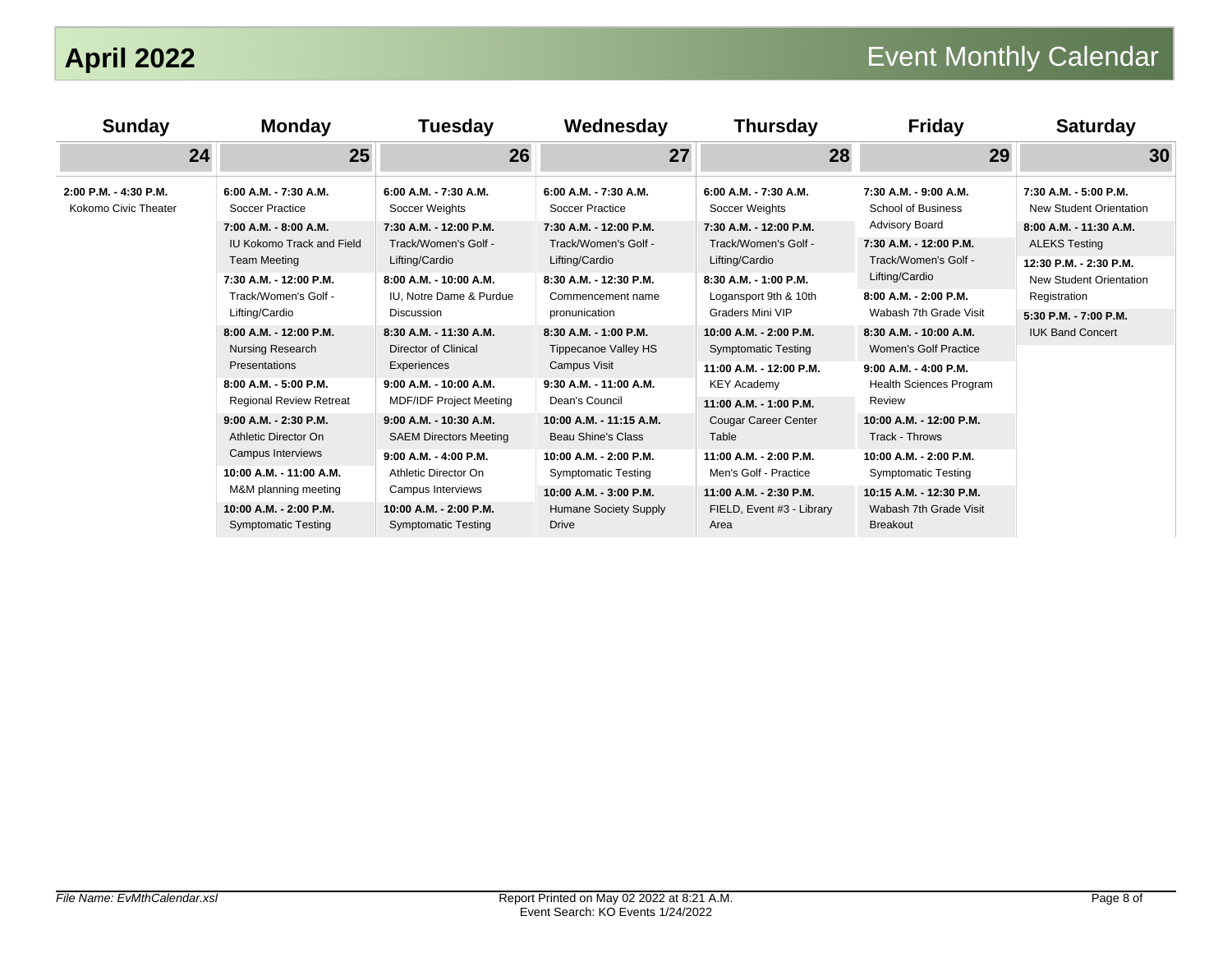# April 2022

## Event Monthly Calendar

| Sunday | Monday | Tuesday | Wednesday | Thursday | Friday | Saturday |
|---|---|---|---|---|---|---|
| **24** | **25** | **26** | **27** | **28** | **29** | **30** |
| **2:00 P.M. - 4:30 P.M.** Kokomo Civic Theater | **6:00 A.M. - 7:30 A.M.** Soccer Practice<br>**7:00 A.M. - 8:00 A.M.** IU Kokomo Track and Field Team Meeting<br>**7:30 A.M. - 12:00 P.M.** Track/Women's Golf - Lifting/Cardio<br>**8:00 A.M. - 12:00 P.M.** Nursing Research Presentations<br>**8:00 A.M. - 5:00 P.M.** Regional Review Retreat<br>**9:00 A.M. - 2:30 P.M.** Athletic Director On Campus Interviews<br>**10:00 A.M. - 11:00 A.M.** M&M planning meeting<br>**10:00 A.M. - 2:00 P.M.** Symptomatic Testing | **6:00 A.M. - 7:30 A.M.** Soccer Weights<br>**7:30 A.M. - 12:00 P.M.** Track/Women's Golf - Lifting/Cardio<br>**8:00 A.M. - 10:00 A.M.** IU, Notre Dame & Purdue Discussion<br>**8:30 A.M. - 11:30 A.M.** Director of Clinical Experiences<br>**9:00 A.M. - 10:00 A.M.** MDF/IDF Project Meeting<br>**9:00 A.M. - 10:30 A.M.** SAEM Directors Meeting<br>**9:00 A.M. - 4:00 P.M.** Athletic Director On Campus Interviews<br>**10:00 A.M. - 2:00 P.M.** Symptomatic Testing | **6:00 A.M. - 7:30 A.M.** Soccer Practice<br>**7:30 A.M. - 12:00 P.M.** Track/Women's Golf - Lifting/Cardio<br>**8:30 A.M. - 12:30 P.M.** Commencement name pronunication<br>**8:30 A.M. - 1:00 P.M.** Tippecanoe Valley HS Campus Visit<br>**9:30 A.M. - 11:00 A.M.** Dean's Council<br>**10:00 A.M. - 11:15 A.M.** Beau Shine's Class<br>**10:00 A.M. - 2:00 P.M.** Symptomatic Testing<br>**10:00 A.M. - 3:00 P.M.** Humane Society Supply Drive | **6:00 A.M. - 7:30 A.M.** Soccer Weights<br>**7:30 A.M. - 12:00 P.M.** Track/Women's Golf - Lifting/Cardio<br>**8:30 A.M. - 1:00 P.M.** Logansport 9th & 10th Graders Mini VIP<br>**10:00 A.M. - 2:00 P.M.** Symptomatic Testing<br>**11:00 A.M. - 12:00 P.M.** KEY Academy<br>**11:00 A.M. - 1:00 P.M.** Cougar Career Center Table<br>**11:00 A.M. - 2:00 P.M.** Men's Golf - Practice<br>**11:00 A.M. - 2:30 P.M.** FIELD, Event #3 - Library Area | **7:30 A.M. - 9:00 A.M.** School of Business Advisory Board<br>**7:30 A.M. - 12:00 P.M.** Track/Women's Golf - Lifting/Cardio<br>**8:00 A.M. - 2:00 P.M.** Wabash 7th Grade Visit<br>**8:30 A.M. - 10:00 A.M.** Women's Golf Practice<br>**9:00 A.M. - 4:00 P.M.** Health Sciences Program Review<br>**10:00 A.M. - 12:00 P.M.** Track - Throws<br>**10:00 A.M. - 2:00 P.M.** Symptomatic Testing<br>**10:15 A.M. - 12:30 P.M.** Wabash 7th Grade Visit Breakout | **7:30 A.M. - 5:00 P.M.** New Student Orientation<br>**8:00 A.M. - 11:30 A.M.** ALEKS Testing<br>**12:30 P.M. - 2:30 P.M.** New Student Orientation Registration<br>**5:30 P.M. - 7:00 P.M.** IUK Band Concert |

*File Name: EvMthCalendar.xsl*

Report Printed on May 02 2022 at 8:21 A.M.
Event Search: KO Events 1/24/2022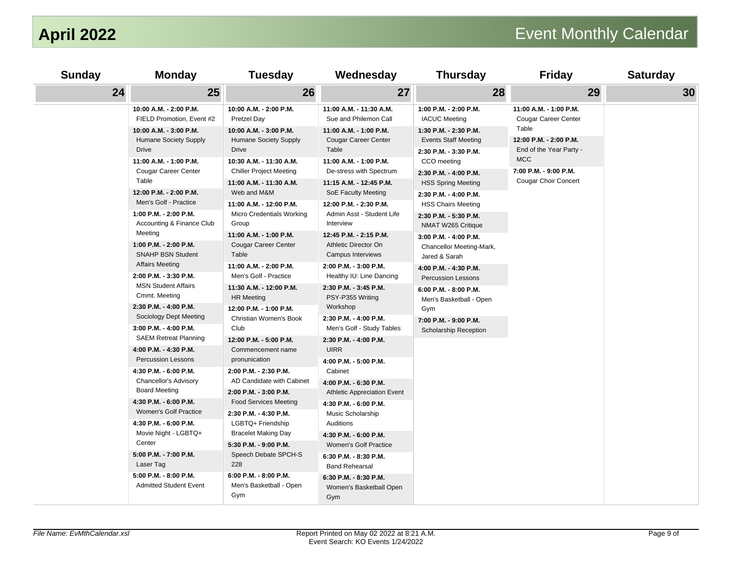# April 2022

Event Monthly Calendar

| Sunday | Monday | Tuesday | Wednesday | Thursday | Friday | Saturday |
|---|---|---|---|---|---|---|
| 24 | 25 | 26 | 27 | 28 | 29 | 30 |
| | **10:00 A.M. - 2:00 P.M.** FIELD Promotion, Event #2<br>**10:00 A.M. - 3:00 P.M.** Humane Society Supply Drive<br>**11:00 A.M. - 1:00 P.M.** Cougar Career Center Table<br>**12:00 P.M. - 2:00 P.M.** Men's Golf - Practice<br>**1:00 P.M. - 2:00 P.M.** Accounting & Finance Club Meeting<br>**1:00 P.M. - 2:00 P.M.** SNAHP BSN Student Affairs Meeting<br>**2:00 P.M. - 3:30 P.M.** MSN Student Affairs Cmmt. Meeting<br>**2:30 P.M. - 4:00 P.M.** Sociology Dept Meeting<br>**3:00 P.M. - 4:00 P.M.** SAEM Retreat Planning<br>**4:00 P.M. - 4:30 P.M.** Percussion Lessons<br>**4:30 P.M. - 6:00 P.M.** Chancellor's Advisory Board Meeting<br>**4:30 P.M. - 6:00 P.M.** Women's Golf Practice<br>**4:30 P.M. - 6:00 P.M.** Movie Night - LGBTQ+ Center<br>**5:00 P.M. - 7:00 P.M.** Laser Tag<br>**5:00 P.M. - 8:00 P.M.** Admitted Student Event | **10:00 A.M. - 2:00 P.M.** Pretzel Day<br>**10:00 A.M. - 3:00 P.M.** Humane Society Supply Drive<br>**10:30 A.M. - 11:30 A.M.** Chiller Project Meeting<br>**11:00 A.M. - 11:30 A.M.** Web and M&M<br>**11:00 A.M. - 12:00 P.M.** Micro Credentials Working Group<br>**11:00 A.M. - 1:00 P.M.** Cougar Career Center Table<br>**11:00 A.M. - 2:00 P.M.** Men's Golf - Practice<br>**11:30 A.M. - 12:00 P.M.** HR Meeting<br>**12:00 P.M. - 1:00 P.M.** Christian Women's Book Club<br>**12:00 P.M. - 5:00 P.M.** Commencement name pronunication<br>**2:00 P.M. - 2:30 P.M.** AD Candidate with Cabinet<br>**2:00 P.M. - 3:00 P.M.** Food Services Meeting<br>**2:30 P.M. - 4:30 P.M.** LGBTQ+ Friendship Bracelet Making Day<br>**5:30 P.M. - 9:00 P.M.** Speech Debate SPCH-S 228<br>**6:00 P.M. - 8:00 P.M.** Men's Basketball - Open Gym | **11:00 A.M. - 11:30 A.M.** Sue and Philemon Call<br>**11:00 A.M. - 1:00 P.M.** Cougar Career Center Table<br>**11:00 A.M. - 1:00 P.M.** De-stress with Spectrum<br>**11:15 A.M. - 12:45 P.M.** SoE Faculty Meeting<br>**12:00 P.M. - 2:30 P.M.** Admin Asst - Student Life Interview<br>**12:45 P.M. - 2:15 P.M.** Athletic Director On Campus Interviews<br>**2:00 P.M. - 3:00 P.M.** Healthy IU: Line Dancing<br>**2:30 P.M. - 3:45 P.M.** PSY-P355 Writing Workshop<br>**2:30 P.M. - 4:00 P.M.** Men's Golf - Study Tables<br>**2:30 P.M. - 4:00 P.M.** UIRR<br>**4:00 P.M. - 5:00 P.M.** Cabinet<br>**4:00 P.M. - 6:30 P.M.** Athletic Appreciation Event<br>**4:30 P.M. - 6:00 P.M.** Music Scholarship Auditions<br>**4:30 P.M. - 6:00 P.M.** Women's Golf Practice<br>**6:30 P.M. - 8:30 P.M.** Band Rehearsal<br>**6:30 P.M. - 8:30 P.M.** Women's Basketball Open Gym | **1:00 P.M. - 2:00 P.M.** IACUC Meeting<br>**1:30 P.M. - 2:30 P.M.** Events Staff Meeting<br>**2:30 P.M. - 3:30 P.M.** CCO meeting<br>**2:30 P.M. - 4:00 P.M.** HSS Spring Meeting<br>**2:30 P.M. - 4:00 P.M.** HSS Chairs Meeting<br>**2:30 P.M. - 5:30 P.M.** NMAT W265 Critique<br>**3:00 P.M. - 4:00 P.M.** Chancellor Meeting-Mark, Jared & Sarah<br>**4:00 P.M. - 4:30 P.M.** Percussion Lessons<br>**6:00 P.M. - 8:00 P.M.** Men's Basketball - Open Gym<br>**7:00 P.M. - 9:00 P.M.** Scholarship Reception | **11:00 A.M. - 1:00 P.M.** Cougar Career Center Table<br>**12:00 P.M. - 2:00 P.M.** End of the Year Party - MCC<br>**7:00 P.M. - 9:00 P.M.** Cougar Choir Concert | |

*File Name: EvMthCalendar.xsl*

Report Printed on May 02 2022 at 8:21 A.M.
Event Search: KO Events 1/24/2022